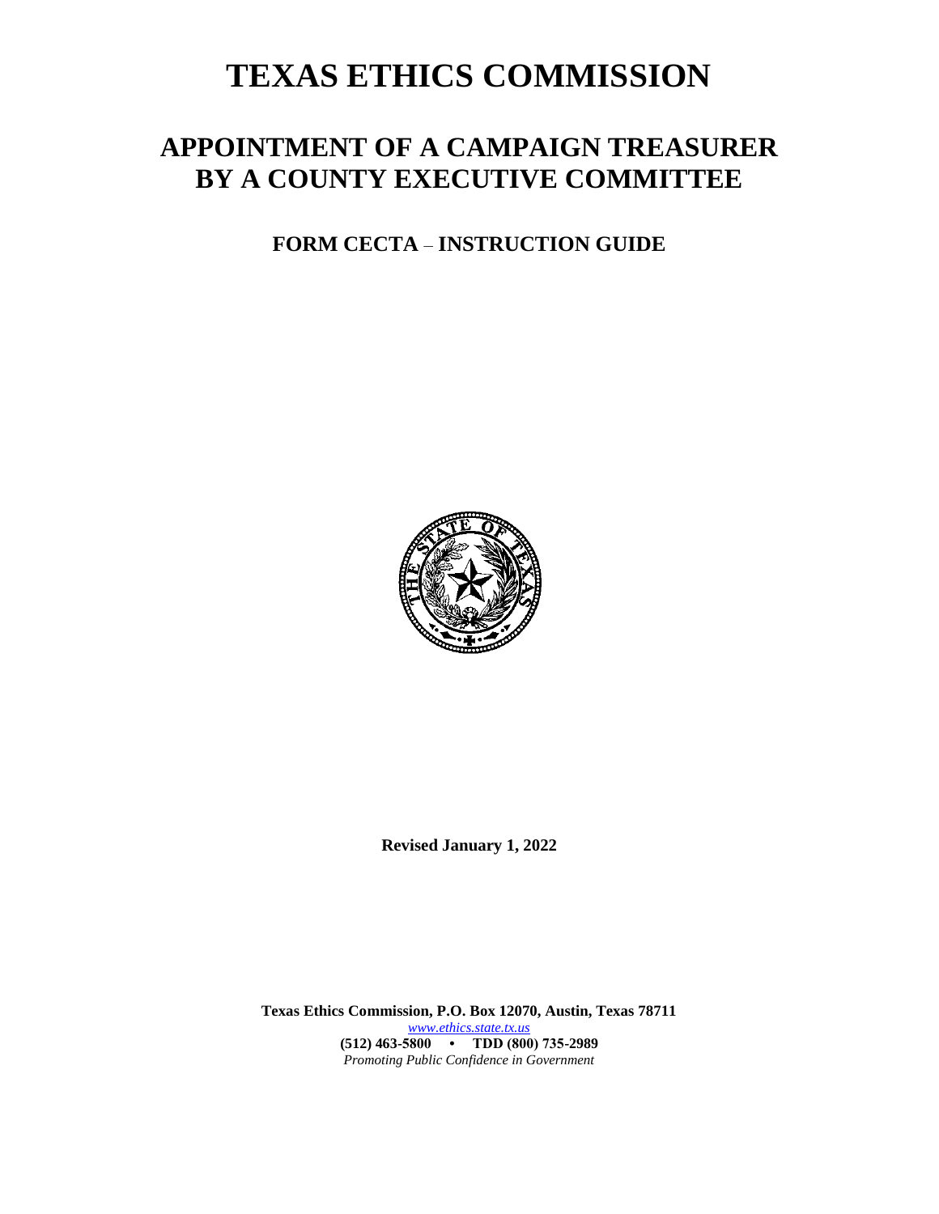# TEXAS ETHICS COMMISSION

## APPOINTMENT OF A CAMPAIGN TREASURER BY A COUNTY EXECUTIVE COMMITTEE

### FORM CECTA – INSTRUCTION GUIDE

**Revised January 1, 2022**

**Texas Ethics Commission, P.O. Box 12070, Austin, Texas 78711**
[www.ethics.state.tx.us](http://www.ethics.state.tx.us)
**(512) 463-5800 • TDD (800) 735-2989**
*Promoting Public Confidence in Government*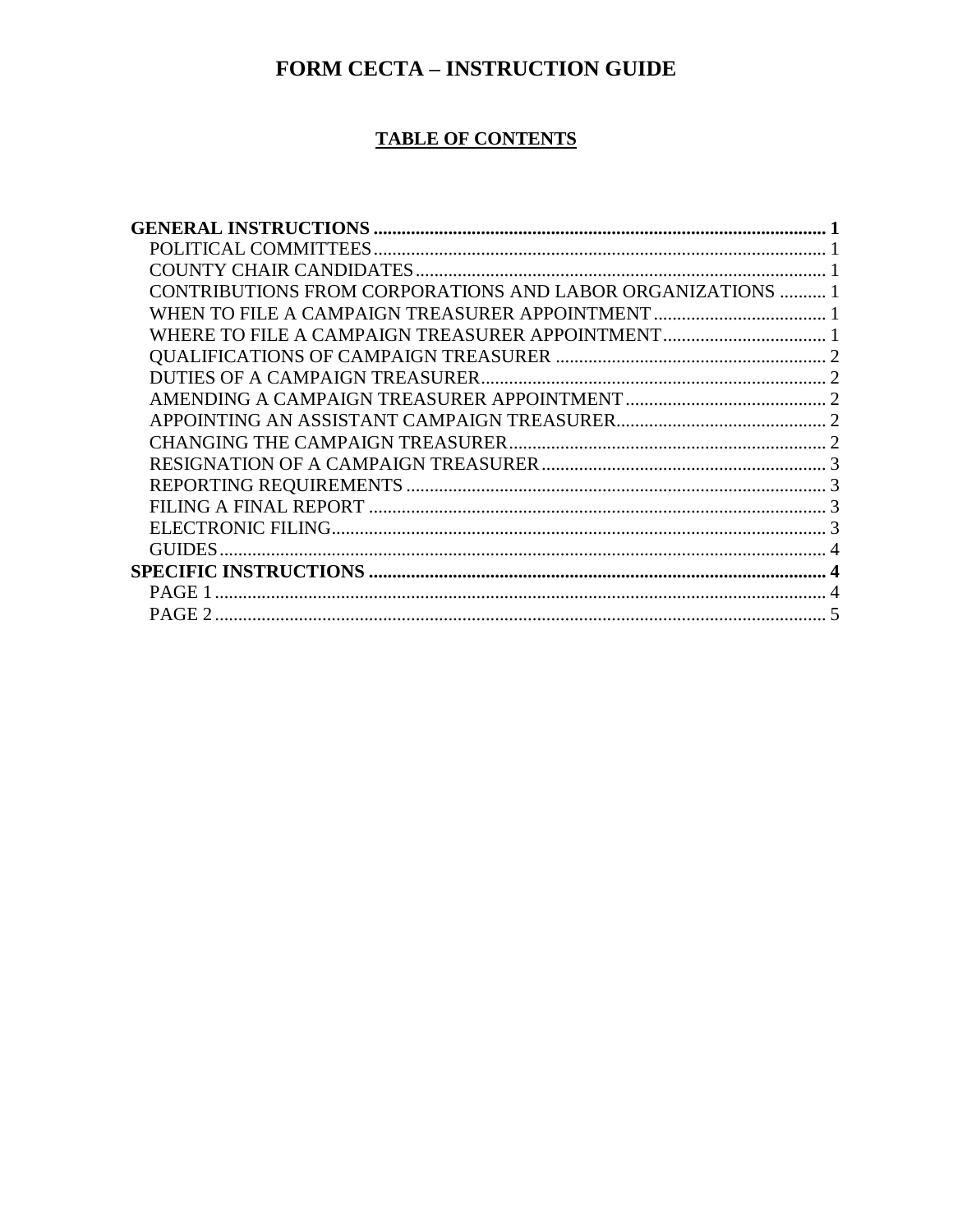# FORM CECTA – INSTRUCTION GUIDE

## TABLE OF CONTENTS

**GENERAL INSTRUCTIONS ........ 1**
- POLITICAL COMMITTEES ........ 1
- COUNTY CHAIR CANDIDATES ........ 1
- CONTRIBUTIONS FROM CORPORATIONS AND LABOR ORGANIZATIONS ........ 1
- WHEN TO FILE A CAMPAIGN TREASURER APPOINTMENT ........ 1
- WHERE TO FILE A CAMPAIGN TREASURER APPOINTMENT ........ 1
- QUALIFICATIONS OF CAMPAIGN TREASURER ........ 2
- DUTIES OF A CAMPAIGN TREASURER ........ 2
- AMENDING A CAMPAIGN TREASURER APPOINTMENT ........ 2
- APPOINTING AN ASSISTANT CAMPAIGN TREASURER ........ 2
- CHANGING THE CAMPAIGN TREASURER ........ 2
- RESIGNATION OF A CAMPAIGN TREASURER ........ 3
- REPORTING REQUIREMENTS ........ 3
- FILING A FINAL REPORT ........ 3
- ELECTRONIC FILING ........ 3
- GUIDES ........ 4

**SPECIFIC INSTRUCTIONS ........ 4**
- PAGE 1 ........ 4
- PAGE 2 ........ 5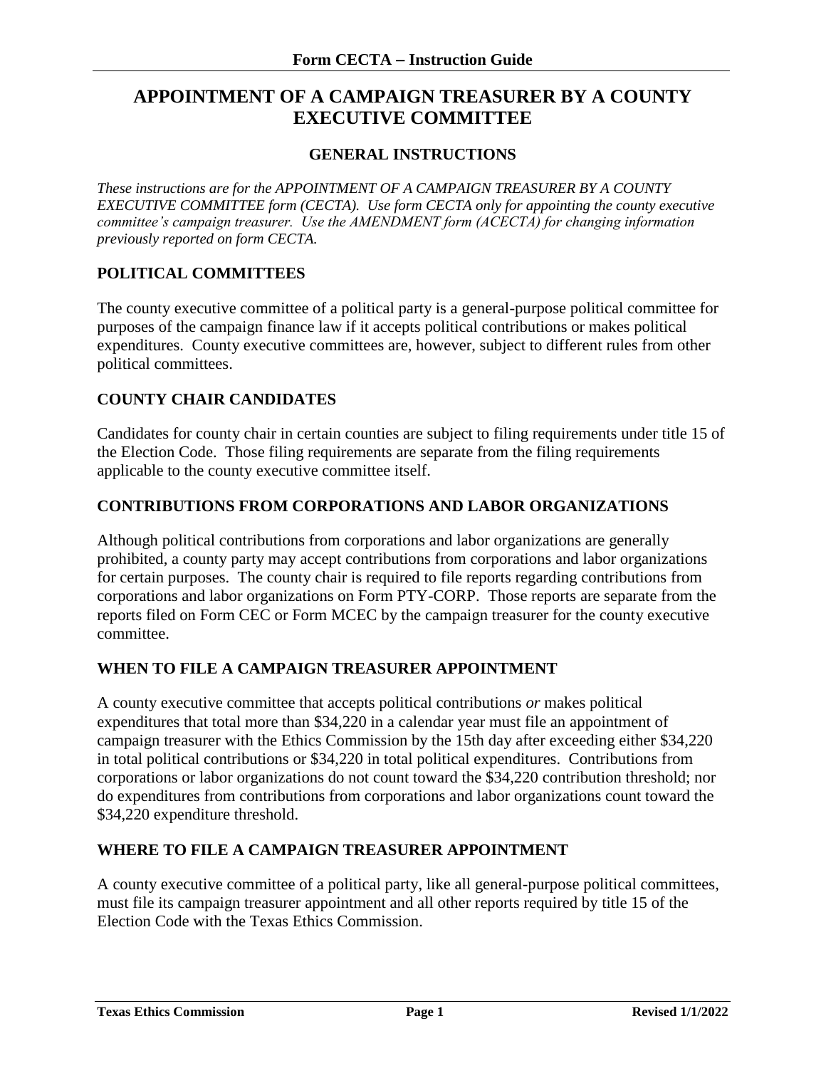# APPOINTMENT OF A CAMPAIGN TREASURER BY A COUNTY EXECUTIVE COMMITTEE

## GENERAL INSTRUCTIONS

*These instructions are for the APPOINTMENT OF A CAMPAIGN TREASURER BY A COUNTY EXECUTIVE COMMITTEE form (CECTA). Use form CECTA only for appointing the county executive committee's campaign treasurer. Use the AMENDMENT form (ACECTA) for changing information previously reported on form CECTA.*

### POLITICAL COMMITTEES

The county executive committee of a political party is a general-purpose political committee for purposes of the campaign finance law if it accepts political contributions or makes political expenditures. County executive committees are, however, subject to different rules from other political committees.

### COUNTY CHAIR CANDIDATES

Candidates for county chair in certain counties are subject to filing requirements under title 15 of the Election Code. Those filing requirements are separate from the filing requirements applicable to the county executive committee itself.

### CONTRIBUTIONS FROM CORPORATIONS AND LABOR ORGANIZATIONS

Although political contributions from corporations and labor organizations are generally prohibited, a county party may accept contributions from corporations and labor organizations for certain purposes. The county chair is required to file reports regarding contributions from corporations and labor organizations on Form PTY-CORP. Those reports are separate from the reports filed on Form CEC or Form MCEC by the campaign treasurer for the county executive committee.

### WHEN TO FILE A CAMPAIGN TREASURER APPOINTMENT

A county executive committee that accepts political contributions *or* makes political expenditures that total more than $34,220 in a calendar year must file an appointment of campaign treasurer with the Ethics Commission by the 15th day after exceeding either $34,220 in total political contributions or $34,220 in total political expenditures. Contributions from corporations or labor organizations do not count toward the $34,220 contribution threshold; nor do expenditures from contributions from corporations and labor organizations count toward the $34,220 expenditure threshold.

### WHERE TO FILE A CAMPAIGN TREASURER APPOINTMENT

A county executive committee of a political party, like all general-purpose political committees, must file its campaign treasurer appointment and all other reports required by title 15 of the Election Code with the Texas Ethics Commission.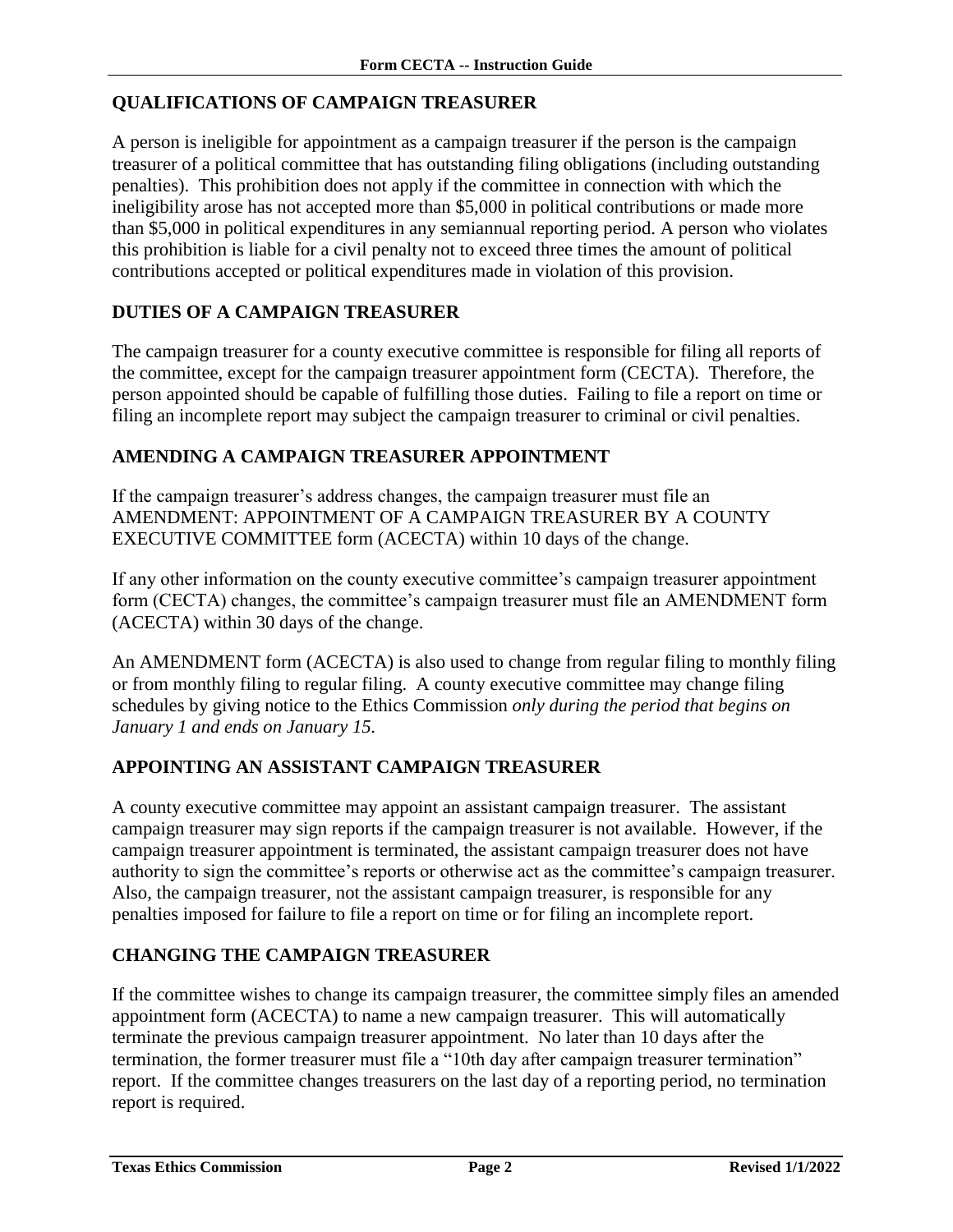## QUALIFICATIONS OF CAMPAIGN TREASURER

A person is ineligible for appointment as a campaign treasurer if the person is the campaign treasurer of a political committee that has outstanding filing obligations (including outstanding penalties). This prohibition does not apply if the committee in connection with which the ineligibility arose has not accepted more than $5,000 in political contributions or made more than $5,000 in political expenditures in any semiannual reporting period. A person who violates this prohibition is liable for a civil penalty not to exceed three times the amount of political contributions accepted or political expenditures made in violation of this provision.

## DUTIES OF A CAMPAIGN TREASURER

The campaign treasurer for a county executive committee is responsible for filing all reports of the committee, except for the campaign treasurer appointment form (CECTA). Therefore, the person appointed should be capable of fulfilling those duties. Failing to file a report on time or filing an incomplete report may subject the campaign treasurer to criminal or civil penalties.

## AMENDING A CAMPAIGN TREASURER APPOINTMENT

If the campaign treasurer's address changes, the campaign treasurer must file an AMENDMENT: APPOINTMENT OF A CAMPAIGN TREASURER BY A COUNTY EXECUTIVE COMMITTEE form (ACECTA) within 10 days of the change.

If any other information on the county executive committee's campaign treasurer appointment form (CECTA) changes, the committee's campaign treasurer must file an AMENDMENT form (ACECTA) within 30 days of the change.

An AMENDMENT form (ACECTA) is also used to change from regular filing to monthly filing or from monthly filing to regular filing. A county executive committee may change filing schedules by giving notice to the Ethics Commission *only during the period that begins on January 1 and ends on January 15.*

## APPOINTING AN ASSISTANT CAMPAIGN TREASURER

A county executive committee may appoint an assistant campaign treasurer. The assistant campaign treasurer may sign reports if the campaign treasurer is not available. However, if the campaign treasurer appointment is terminated, the assistant campaign treasurer does not have authority to sign the committee's reports or otherwise act as the committee's campaign treasurer. Also, the campaign treasurer, not the assistant campaign treasurer, is responsible for any penalties imposed for failure to file a report on time or for filing an incomplete report.

## CHANGING THE CAMPAIGN TREASURER

If the committee wishes to change its campaign treasurer, the committee simply files an amended appointment form (ACECTA) to name a new campaign treasurer. This will automatically terminate the previous campaign treasurer appointment. No later than 10 days after the termination, the former treasurer must file a "10th day after campaign treasurer termination" report. If the committee changes treasurers on the last day of a reporting period, no termination report is required.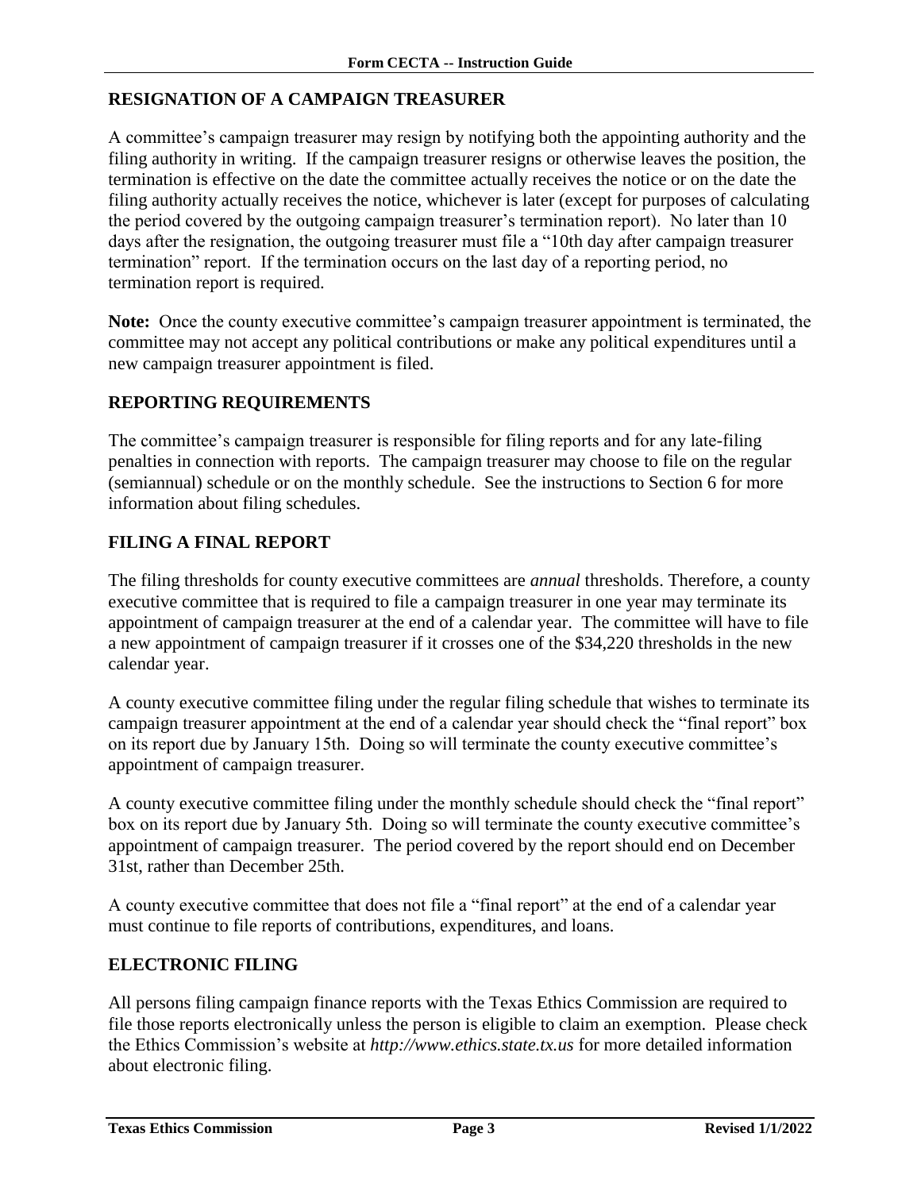## RESIGNATION OF A CAMPAIGN TREASURER

A committee's campaign treasurer may resign by notifying both the appointing authority and the filing authority in writing. If the campaign treasurer resigns or otherwise leaves the position, the termination is effective on the date the committee actually receives the notice or on the date the filing authority actually receives the notice, whichever is later (except for purposes of calculating the period covered by the outgoing campaign treasurer's termination report). No later than 10 days after the resignation, the outgoing treasurer must file a "10th day after campaign treasurer termination" report. If the termination occurs on the last day of a reporting period, no termination report is required.

**Note:** Once the county executive committee's campaign treasurer appointment is terminated, the committee may not accept any political contributions or make any political expenditures until a new campaign treasurer appointment is filed.

## REPORTING REQUIREMENTS

The committee's campaign treasurer is responsible for filing reports and for any late-filing penalties in connection with reports. The campaign treasurer may choose to file on the regular (semiannual) schedule or on the monthly schedule. See the instructions to Section 6 for more information about filing schedules.

## FILING A FINAL REPORT

The filing thresholds for county executive committees are *annual* thresholds. Therefore, a county executive committee that is required to file a campaign treasurer in one year may terminate its appointment of campaign treasurer at the end of a calendar year. The committee will have to file a new appointment of campaign treasurer if it crosses one of the $34,220 thresholds in the new calendar year.

A county executive committee filing under the regular filing schedule that wishes to terminate its campaign treasurer appointment at the end of a calendar year should check the "final report" box on its report due by January 15th. Doing so will terminate the county executive committee's appointment of campaign treasurer.

A county executive committee filing under the monthly schedule should check the "final report" box on its report due by January 5th. Doing so will terminate the county executive committee's appointment of campaign treasurer. The period covered by the report should end on December 31st, rather than December 25th.

A county executive committee that does not file a "final report" at the end of a calendar year must continue to file reports of contributions, expenditures, and loans.

## ELECTRONIC FILING

All persons filing campaign finance reports with the Texas Ethics Commission are required to file those reports electronically unless the person is eligible to claim an exemption. Please check the Ethics Commission's website at *http://www.ethics.state.tx.us* for more detailed information about electronic filing.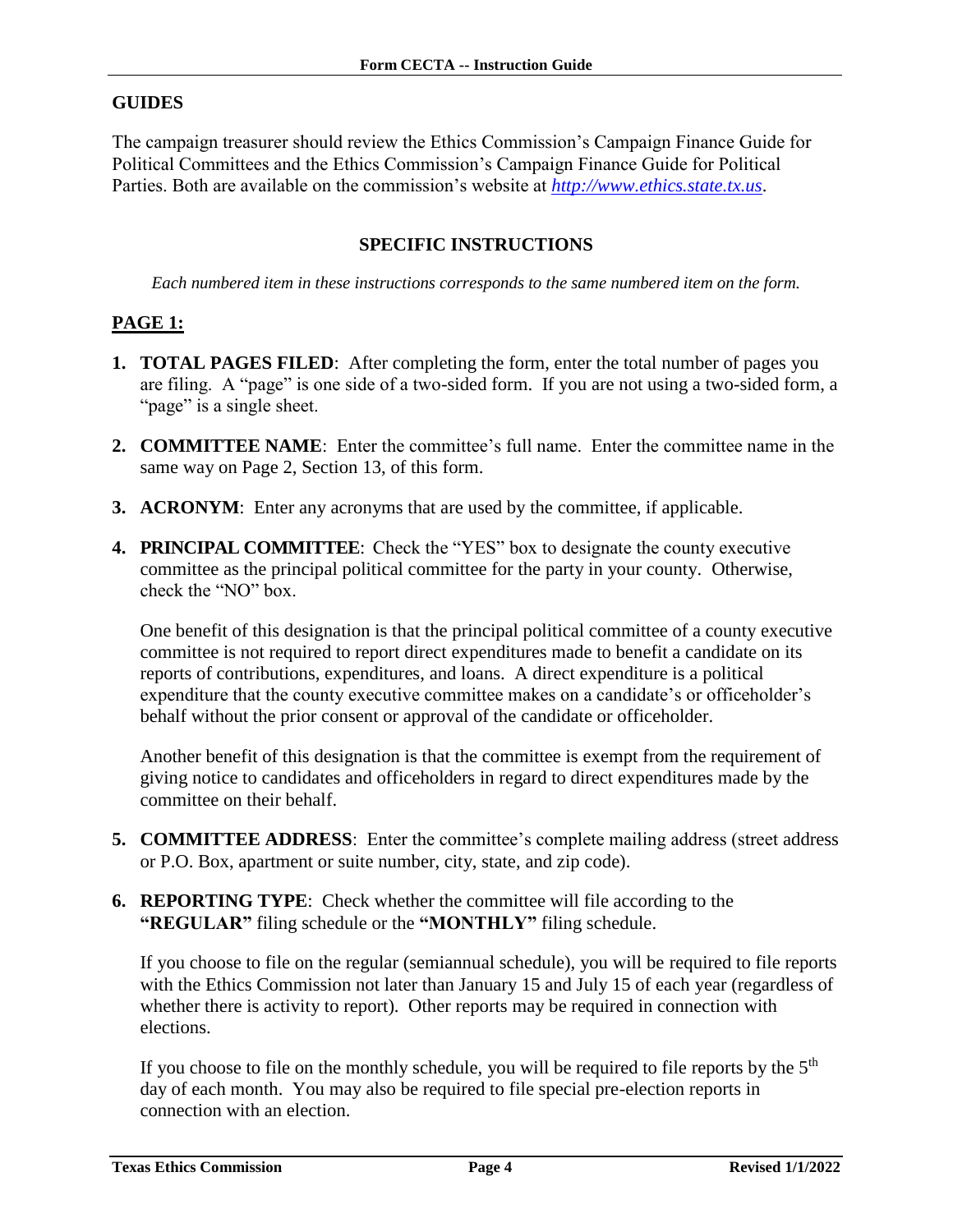## GUIDES

The campaign treasurer should review the Ethics Commission's Campaign Finance Guide for Political Committees and the Ethics Commission's Campaign Finance Guide for Political Parties. Both are available on the commission's website at *http://www.ethics.state.tx.us*.

## SPECIFIC INSTRUCTIONS

*Each numbered item in these instructions corresponds to the same numbered item on the form.*

### PAGE 1:

1. **TOTAL PAGES FILED**: After completing the form, enter the total number of pages you are filing. A "page" is one side of a two-sided form. If you are not using a two-sided form, a "page" is a single sheet.

2. **COMMITTEE NAME**: Enter the committee's full name. Enter the committee name in the same way on Page 2, Section 13, of this form.

3. **ACRONYM**: Enter any acronyms that are used by the committee, if applicable.

4. **PRINCIPAL COMMITTEE**: Check the "YES" box to designate the county executive committee as the principal political committee for the party in your county. Otherwise, check the "NO" box.

   One benefit of this designation is that the principal political committee of a county executive committee is not required to report direct expenditures made to benefit a candidate on its reports of contributions, expenditures, and loans. A direct expenditure is a political expenditure that the county executive committee makes on a candidate's or officeholder's behalf without the prior consent or approval of the candidate or officeholder.

   Another benefit of this designation is that the committee is exempt from the requirement of giving notice to candidates and officeholders in regard to direct expenditures made by the committee on their behalf.

5. **COMMITTEE ADDRESS**: Enter the committee's complete mailing address (street address or P.O. Box, apartment or suite number, city, state, and zip code).

6. **REPORTING TYPE**: Check whether the committee will file according to the **"REGULAR"** filing schedule or the **"MONTHLY"** filing schedule.

   If you choose to file on the regular (semiannual schedule), you will be required to file reports with the Ethics Commission not later than January 15 and July 15 of each year (regardless of whether there is activity to report). Other reports may be required in connection with elections.

   If you choose to file on the monthly schedule, you will be required to file reports by the 5th day of each month. You may also be required to file special pre-election reports in connection with an election.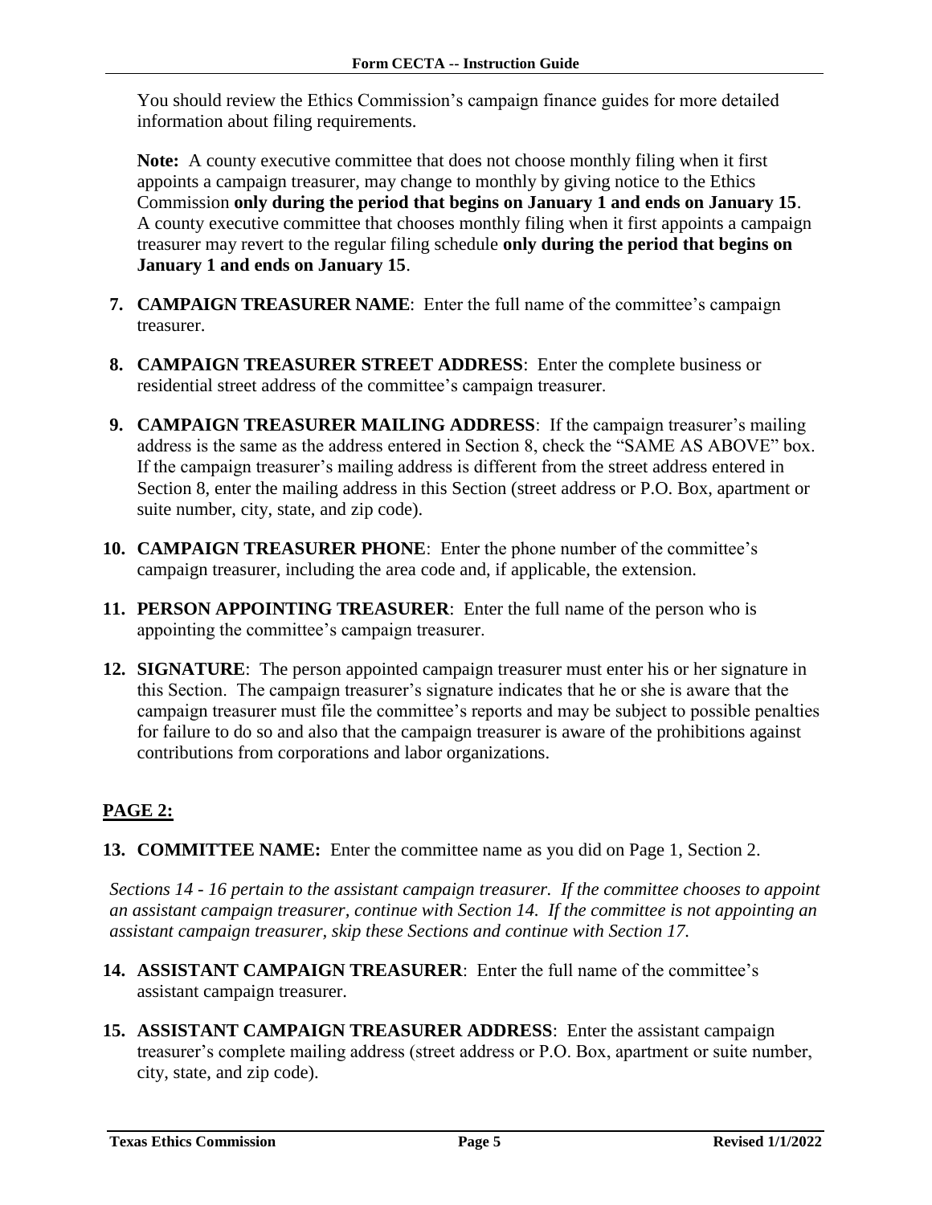You should review the Ethics Commission's campaign finance guides for more detailed information about filing requirements.

**Note:** A county executive committee that does not choose monthly filing when it first appoints a campaign treasurer, may change to monthly by giving notice to the Ethics Commission **only during the period that begins on January 1 and ends on January 15**. A county executive committee that chooses monthly filing when it first appoints a campaign treasurer may revert to the regular filing schedule **only during the period that begins on January 1 and ends on January 15**.

7. **CAMPAIGN TREASURER NAME**: Enter the full name of the committee's campaign treasurer.

8. **CAMPAIGN TREASURER STREET ADDRESS**: Enter the complete business or residential street address of the committee's campaign treasurer.

9. **CAMPAIGN TREASURER MAILING ADDRESS**: If the campaign treasurer's mailing address is the same as the address entered in Section 8, check the "SAME AS ABOVE" box. If the campaign treasurer's mailing address is different from the street address entered in Section 8, enter the mailing address in this Section (street address or P.O. Box, apartment or suite number, city, state, and zip code).

10. **CAMPAIGN TREASURER PHONE**: Enter the phone number of the committee's campaign treasurer, including the area code and, if applicable, the extension.

11. **PERSON APPOINTING TREASURER**: Enter the full name of the person who is appointing the committee's campaign treasurer.

12. **SIGNATURE**: The person appointed campaign treasurer must enter his or her signature in this Section. The campaign treasurer's signature indicates that he or she is aware that the campaign treasurer must file the committee's reports and may be subject to possible penalties for failure to do so and also that the campaign treasurer is aware of the prohibitions against contributions from corporations and labor organizations.

## PAGE 2:

13. **COMMITTEE NAME:** Enter the committee name as you did on Page 1, Section 2.

*Sections 14 - 16 pertain to the assistant campaign treasurer. If the committee chooses to appoint an assistant campaign treasurer, continue with Section 14. If the committee is not appointing an assistant campaign treasurer, skip these Sections and continue with Section 17.*

14. **ASSISTANT CAMPAIGN TREASURER**: Enter the full name of the committee's assistant campaign treasurer.

15. **ASSISTANT CAMPAIGN TREASURER ADDRESS**: Enter the assistant campaign treasurer's complete mailing address (street address or P.O. Box, apartment or suite number, city, state, and zip code).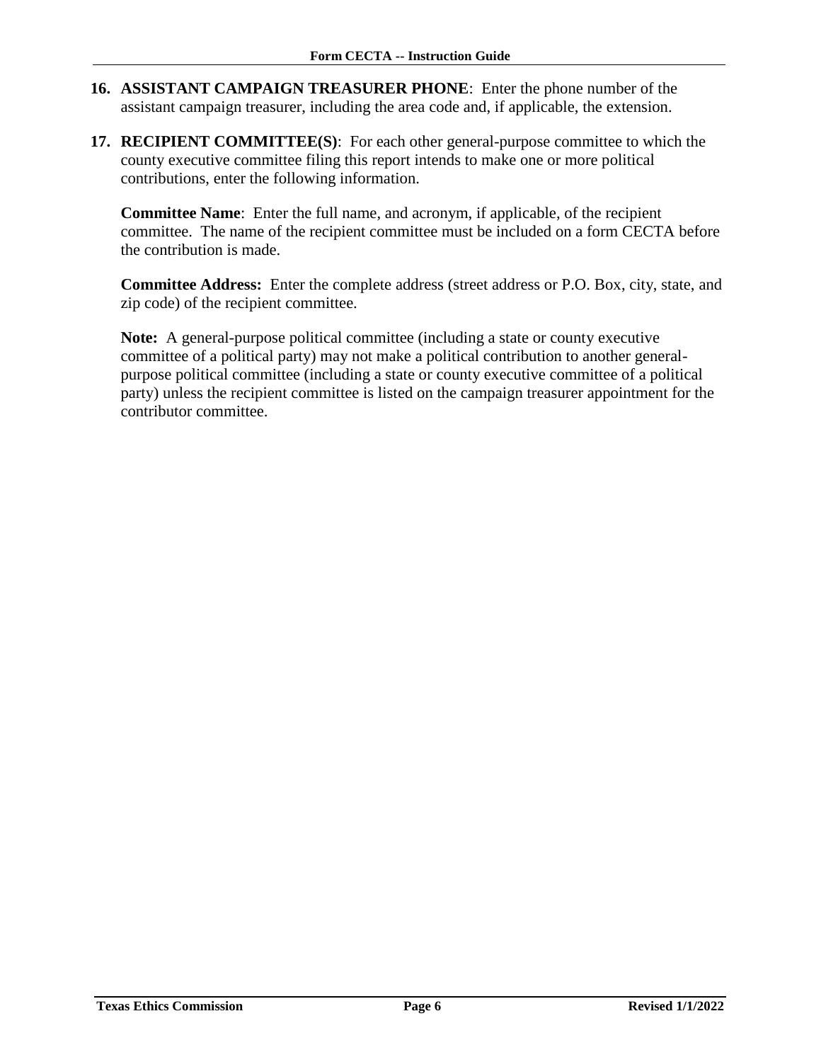**16. ASSISTANT CAMPAIGN TREASURER PHONE**: Enter the phone number of the assistant campaign treasurer, including the area code and, if applicable, the extension.

**17. RECIPIENT COMMITTEE(S)**: For each other general-purpose committee to which the county executive committee filing this report intends to make one or more political contributions, enter the following information.

**Committee Name**: Enter the full name, and acronym, if applicable, of the recipient committee. The name of the recipient committee must be included on a form CECTA before the contribution is made.

**Committee Address:** Enter the complete address (street address or P.O. Box, city, state, and zip code) of the recipient committee.

**Note:** A general-purpose political committee (including a state or county executive committee of a political party) may not make a political contribution to another general-purpose political committee (including a state or county executive committee of a political party) unless the recipient committee is listed on the campaign treasurer appointment for the contributor committee.